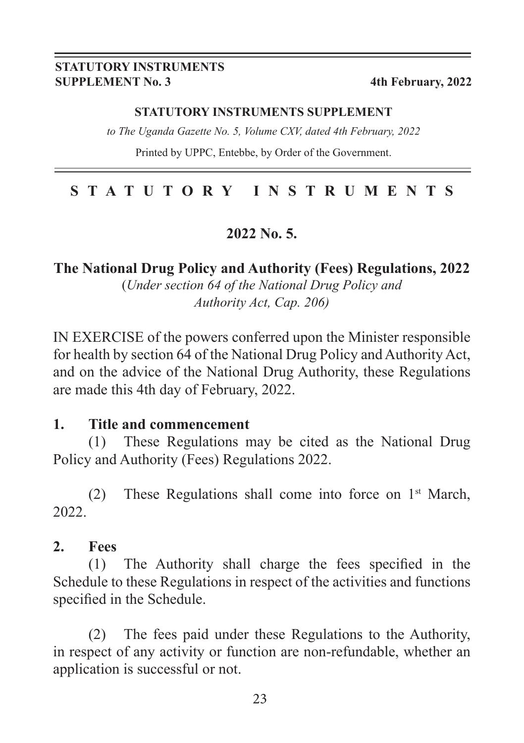**STATUTORY INSTRUMENTS**
**SUPPLEMENT No. 3** **4th February, 2022**

**STATUTORY INSTRUMENTS SUPPLEMENT**

*to The Uganda Gazette No. 5, Volume CXV, dated 4th February, 2022*

Printed by UPPC, Entebbe, by Order of the Government.

# S T A T U T O R Y   I N S T R U M E N T S

## 2022 No. 5.

## The National Drug Policy and Authority (Fees) Regulations, 2022

(*Under section 64 of the National Drug Policy and Authority Act, Cap. 206)*

IN EXERCISE of the powers conferred upon the Minister responsible for health by section 64 of the National Drug Policy and Authority Act, and on the advice of the National Drug Authority, these Regulations are made this 4th day of February, 2022.

### 1. Title and commencement

(1) These Regulations may be cited as the National Drug Policy and Authority (Fees) Regulations 2022.

(2) These Regulations shall come into force on 1st March, 2022.

### 2. Fees

(1) The Authority shall charge the fees specified in the Schedule to these Regulations in respect of the activities and functions specified in the Schedule.

(2) The fees paid under these Regulations to the Authority, in respect of any activity or function are non-refundable, whether an application is successful or not.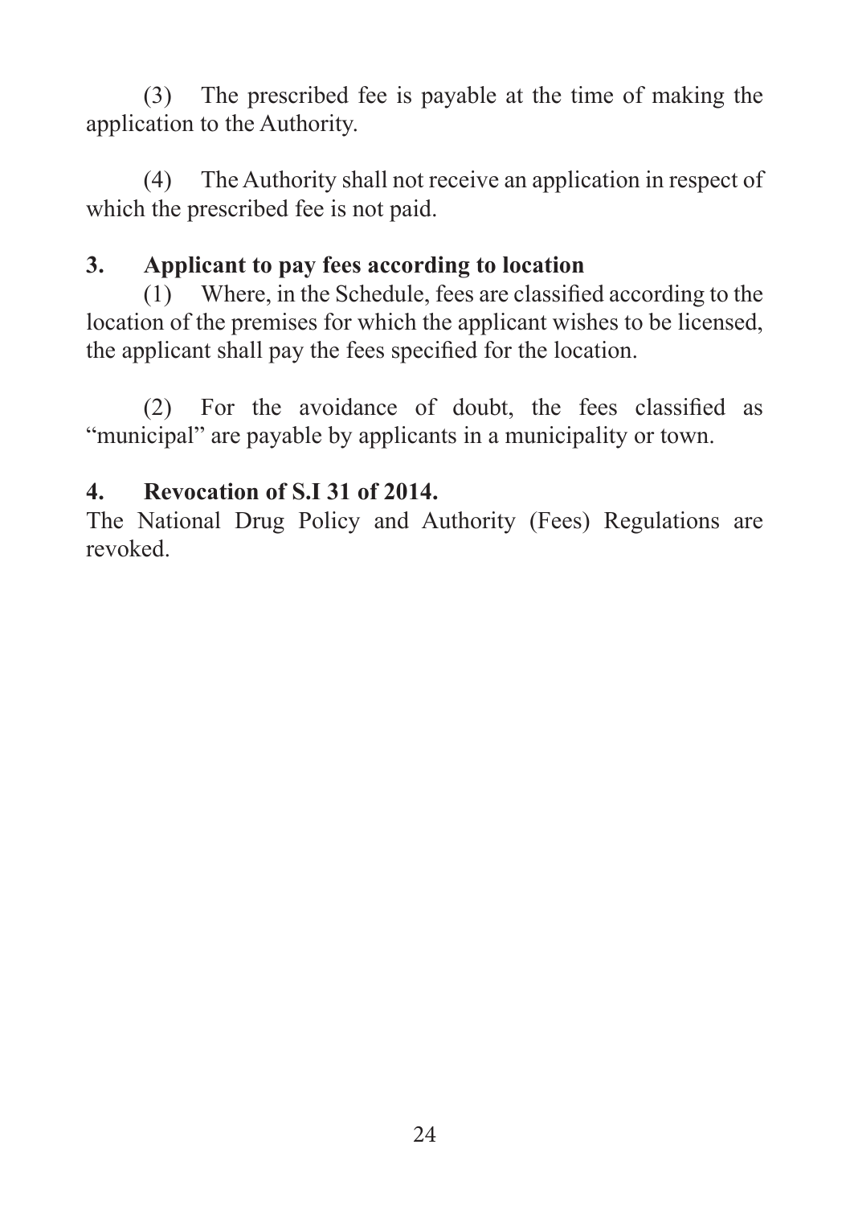(3) The prescribed fee is payable at the time of making the application to the Authority.

(4) The Authority shall not receive an application in respect of which the prescribed fee is not paid.

**3. Applicant to pay fees according to location**

(1) Where, in the Schedule, fees are classified according to the location of the premises for which the applicant wishes to be licensed, the applicant shall pay the fees specified for the location.

(2) For the avoidance of doubt, the fees classified as "municipal" are payable by applicants in a municipality or town.

**4. Revocation of S.I 31 of 2014.**

The National Drug Policy and Authority (Fees) Regulations are revoked.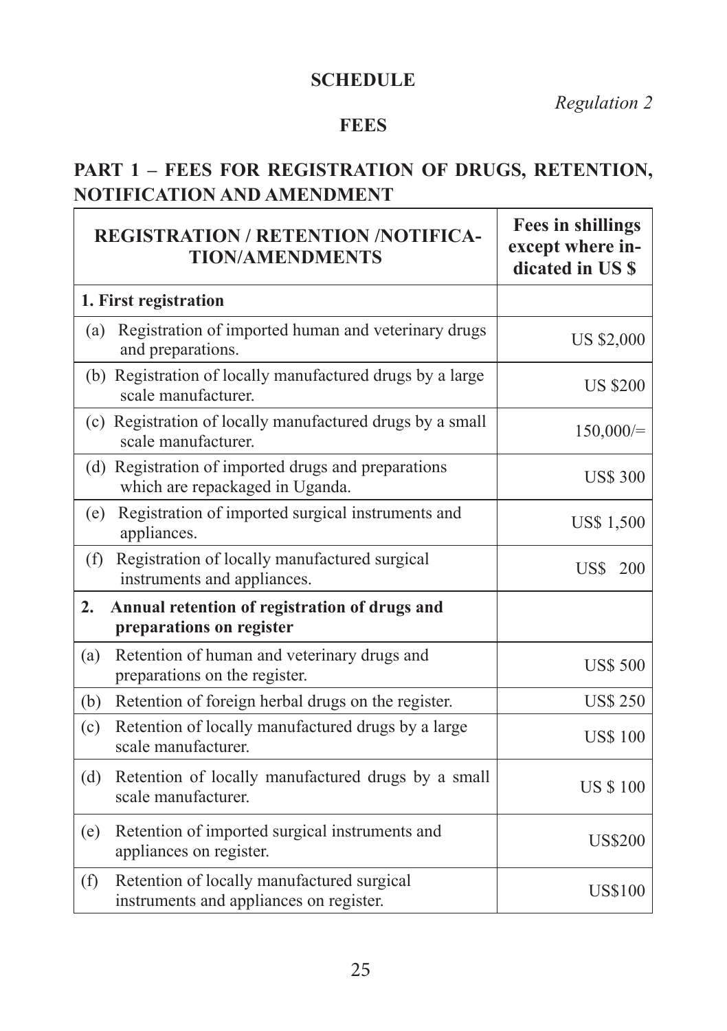**SCHEDULE**

*Regulation 2*

**FEES**

## PART 1 – FEES FOR REGISTRATION OF DRUGS, RETENTION, NOTIFICATION AND AMENDMENT

| REGISTRATION / RETENTION /NOTIFICATION/AMENDMENTS | Fees in shillings except where indicated in US $ |
|---|---|
| **1. First registration** | |
| (a) Registration of imported human and veterinary drugs and preparations. | US $2,000 |
| (b) Registration of locally manufactured drugs by a large scale manufacturer. | US $200 |
| (c) Registration of locally manufactured drugs by a small scale manufacturer. | 150,000/= |
| (d) Registration of imported drugs and preparations which are repackaged in Uganda. | US$ 300 |
| (e) Registration of imported surgical instruments and appliances. | US$ 1,500 |
| (f) Registration of locally manufactured surgical instruments and appliances. | US$ 200 |
| **2. Annual retention of registration of drugs and preparations on register** | |
| (a) Retention of human and veterinary drugs and preparations on the register. | US$ 500 |
| (b) Retention of foreign herbal drugs on the register. | US$ 250 |
| (c) Retention of locally manufactured drugs by a large scale manufacturer. | US$ 100 |
| (d) Retention of locally manufactured drugs by a small scale manufacturer. | US $ 100 |
| (e) Retention of imported surgical instruments and appliances on register. | US$200 |
| (f) Retention of locally manufactured surgical instruments and appliances on register. | US$100 |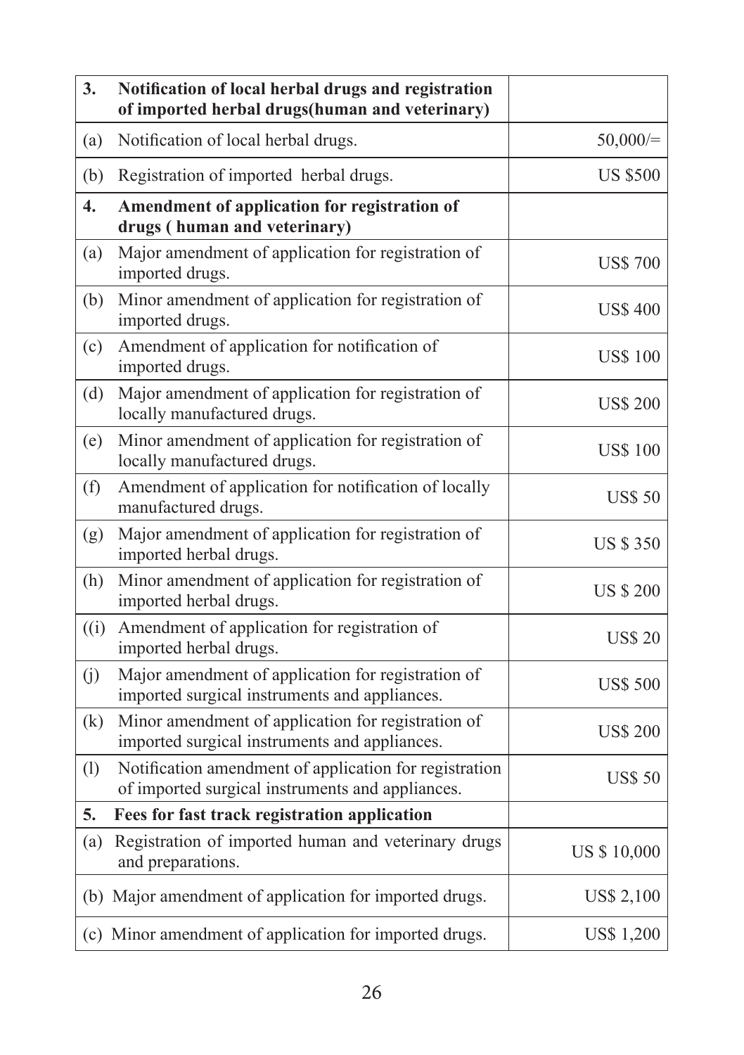| | | |
|---|---|---|
| **3.** | **Notification of local herbal drugs and registration of imported herbal drugs(human and veterinary)** | |
| (a) | Notification of local herbal drugs. | 50,000/= |
| (b) | Registration of imported herbal drugs. | US $500 |
| **4.** | **Amendment of application for registration of drugs ( human and veterinary)** | |
| (a) | Major amendment of application for registration of imported drugs. | US$ 700 |
| (b) | Minor amendment of application for registration of imported drugs. | US$ 400 |
| (c) | Amendment of application for notification of imported drugs. | US$ 100 |
| (d) | Major amendment of application for registration of locally manufactured drugs. | US$ 200 |
| (e) | Minor amendment of application for registration of locally manufactured drugs. | US$ 100 |
| (f) | Amendment of application for notification of locally manufactured drugs. | US$ 50 |
| (g) | Major amendment of application for registration of imported herbal drugs. | US $ 350 |
| (h) | Minor amendment of application for registration of imported herbal drugs. | US $ 200 |
| ((i) | Amendment of application for registration of imported herbal drugs. | US$ 20 |
| (j) | Major amendment of application for registration of imported surgical instruments and appliances. | US$ 500 |
| (k) | Minor amendment of application for registration of imported surgical instruments and appliances. | US$ 200 |
| (l) | Notification amendment of application for registration of imported surgical instruments and appliances. | US$ 50 |
| **5.** | **Fees for fast track registration application** | |
| (a) | Registration of imported human and veterinary drugs and preparations. | US $ 10,000 |
| (b) | Major amendment of application for imported drugs. | US$ 2,100 |
| (c) | Minor amendment of application for imported drugs. | US$ 1,200 |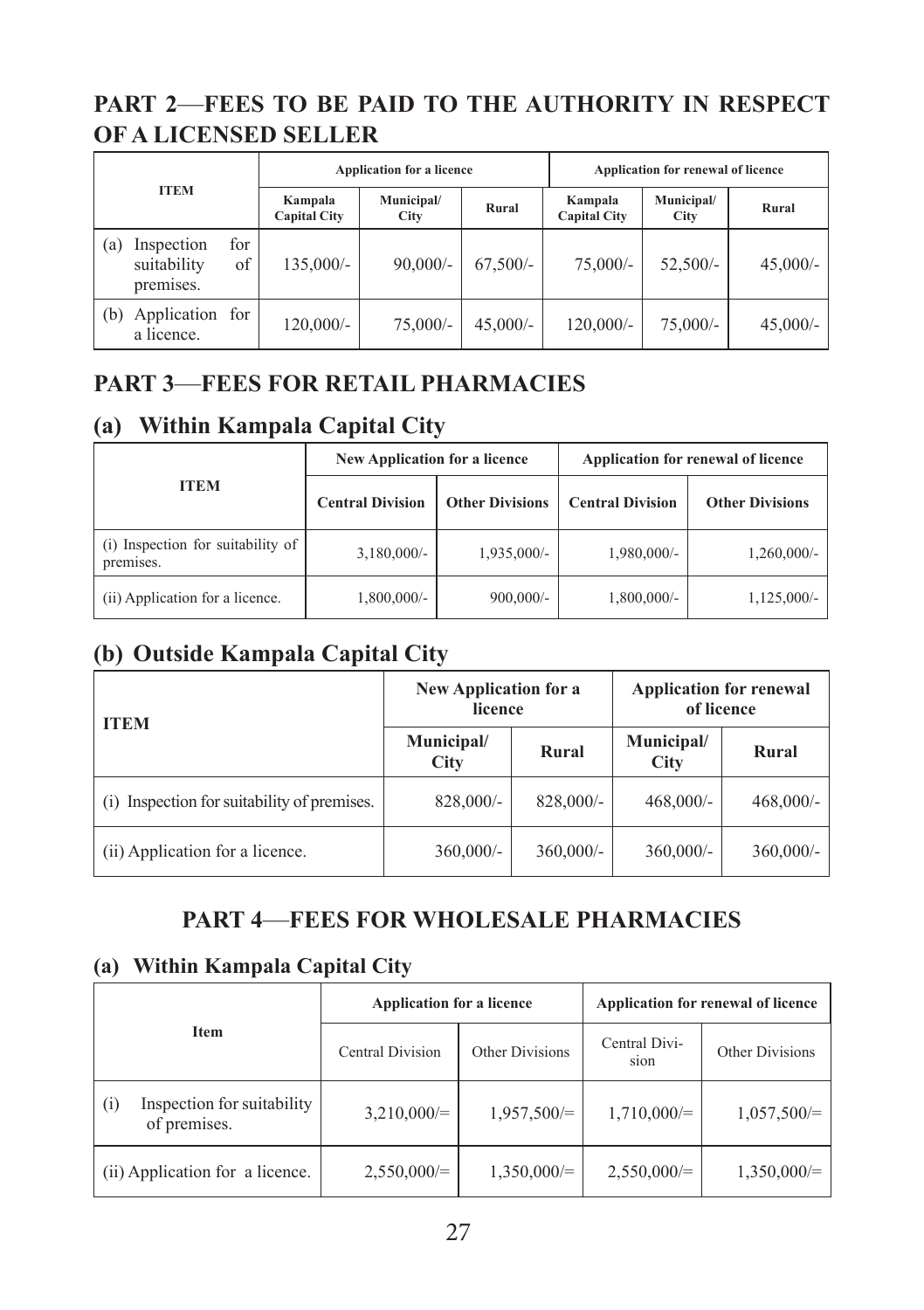## PART 2—FEES TO BE PAID TO THE AUTHORITY IN RESPECT OF A LICENSED SELLER

| ITEM | Application for a licence | | | Application for renewal of licence | | |
|---|---|---|---|---|---|---|
| | Kampala Capital City | Municipal/ City | Rural | Kampala Capital City | Municipal/ City | Rural |
| (a) Inspection for suitability of premises. | 135,000/- | 90,000/- | 67,500/- | 75,000/- | 52,500/- | 45,000/- |
| (b) Application for a licence. | 120,000/- | 75,000/- | 45,000/- | 120,000/- | 75,000/- | 45,000/- |

## PART 3—FEES FOR RETAIL PHARMACIES

### (a) Within Kampala Capital City

| ITEM | New Application for a licence | | Application for renewal of licence | |
|---|---|---|---|---|
| | Central Division | Other Divisions | Central Division | Other Divisions |
| (i) Inspection for suitability of premises. | 3,180,000/- | 1,935,000/- | 1,980,000/- | 1,260,000/- |
| (ii) Application for a licence. | 1,800,000/- | 900,000/- | 1,800,000/- | 1,125,000/- |

### (b) Outside Kampala Capital City

| ITEM | New Application for a licence | | Application for renewal of licence | |
|---|---|---|---|---|
| | Municipal/ City | Rural | Municipal/ City | Rural |
| (i) Inspection for suitability of premises. | 828,000/- | 828,000/- | 468,000/- | 468,000/- |
| (ii) Application for a licence. | 360,000/- | 360,000/- | 360,000/- | 360,000/- |

## PART 4—FEES FOR WHOLESALE PHARMACIES

### (a) Within Kampala Capital City

| Item | Application for a licence | | Application for renewal of licence | |
|---|---|---|---|---|
| | Central Division | Other Divisions | Central Division | Other Divisions |
| (i) Inspection for suitability of premises. | 3,210,000/= | 1,957,500/= | 1,710,000/= | 1,057,500/= |
| (ii) Application for a licence. | 2,550,000/= | 1,350,000/= | 2,550,000/= | 1,350,000/= |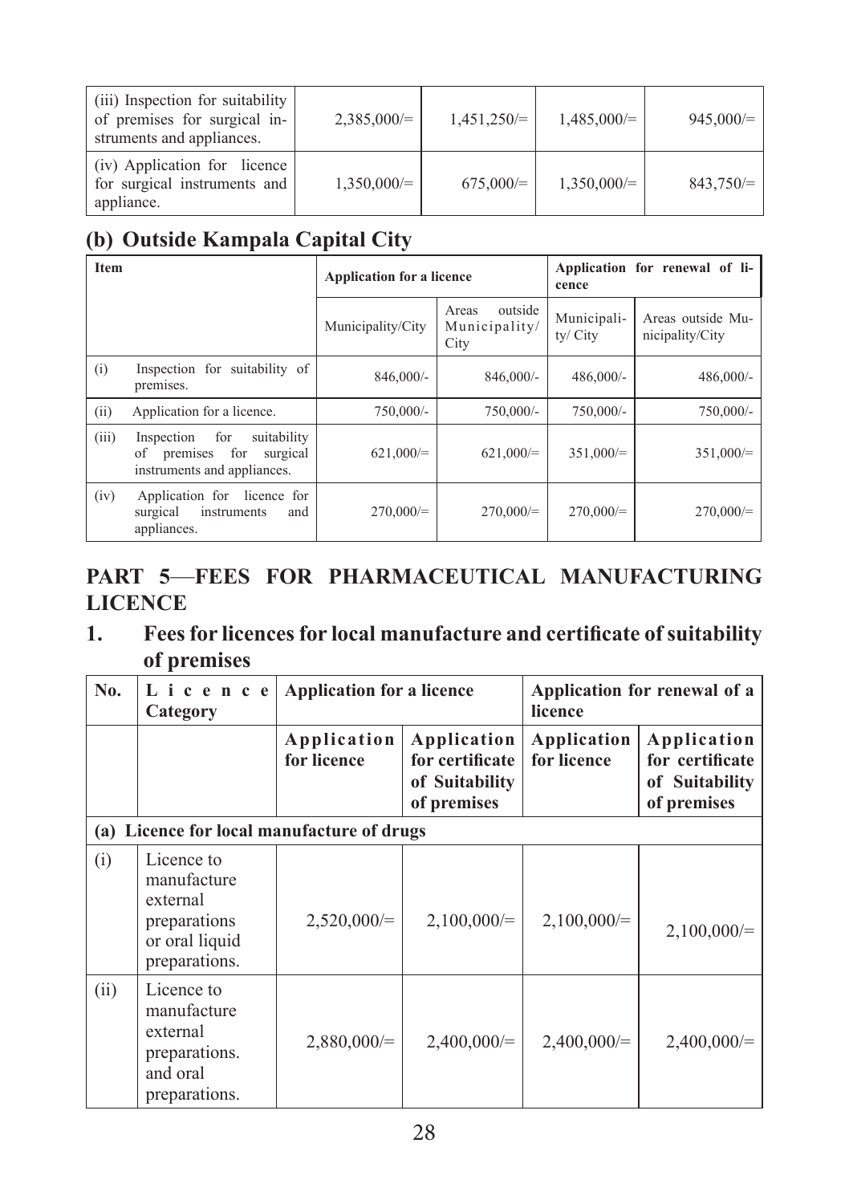| (iii) Inspection for suitability of premises for surgical instruments and appliances. | 2,385,000/= | 1,451,250/= | 1,485,000/= | 945,000/= |
|---|---|---|---|---|
| (iv) Application for licence for surgical instruments and appliance. | 1,350,000/= | 675,000/= | 1,350,000/= | 843,750/= |

## (b) Outside Kampala Capital City

| Item | | Application for a licence | | Application for renewal of licence | |
|---|---|---|---|---|---|
| | | Municipality/City | Areas outside Municipality/City | Municipality/ City | Areas outside Municipality/City |
| (i) | Inspection for suitability of premises. | 846,000/- | 846,000/- | 486,000/- | 486,000/- |
| (ii) | Application for a licence. | 750,000/- | 750,000/- | 750,000/- | 750,000/- |
| (iii) | Inspection for suitability of premises for surgical instruments and appliances. | 621,000/= | 621,000/= | 351,000/= | 351,000/= |
| (iv) | Application for licence for surgical instruments and appliances. | 270,000/= | 270,000/= | 270,000/= | 270,000/= |

## PART 5—FEES FOR PHARMACEUTICAL MANUFACTURING LICENCE

### 1. Fees for licences for local manufacture and certificate of suitability of premises

| No. | Licence Category | Application for a licence | | Application for renewal of a licence | |
|---|---|---|---|---|---|
| | | Application for licence | Application for certificate of Suitability of premises | Application for licence | Application for certificate of Suitability of premises |
| **(a) Licence for local manufacture of drugs** | | | | | |
| (i) | Licence to manufacture external preparations or oral liquid preparations. | 2,520,000/= | 2,100,000/= | 2,100,000/= | 2,100,000/= |
| (ii) | Licence to manufacture external preparations. and oral preparations. | 2,880,000/= | 2,400,000/= | 2,400,000/= | 2,400,000/= |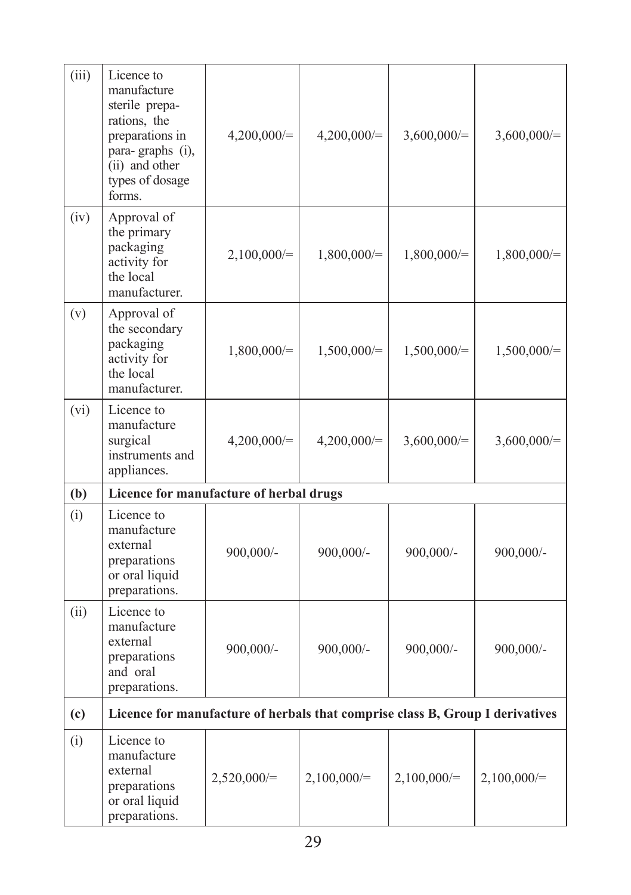| | | | | | |
|---|---|---|---|---|---|
| (iii) | Licence to manufacture sterile preparations, the preparations in para- graphs (i), (ii) and other types of dosage forms. | 4,200,000/= | 4,200,000/= | 3,600,000/= | 3,600,000/= |
| (iv) | Approval of the primary packaging activity for the local manufacturer. | 2,100,000/= | 1,800,000/= | 1,800,000/= | 1,800,000/= |
| (v) | Approval of the secondary packaging activity for the local manufacturer. | 1,800,000/= | 1,500,000/= | 1,500,000/= | 1,500,000/= |
| (vi) | Licence to manufacture surgical instruments and appliances. | 4,200,000/= | 4,200,000/= | 3,600,000/= | 3,600,000/= |
| **(b)** | **Licence for manufacture of herbal drugs** | | | | |
| (i) | Licence to manufacture external preparations or oral liquid preparations. | 900,000/- | 900,000/- | 900,000/- | 900,000/- |
| (ii) | Licence to manufacture external preparations and oral preparations. | 900,000/- | 900,000/- | 900,000/- | 900,000/- |
| **(c)** | **Licence for manufacture of herbals that comprise class B, Group I derivatives** | | | | |
| (i) | Licence to manufacture external preparations or oral liquid preparations. | 2,520,000/= | 2,100,000/= | 2,100,000/= | 2,100,000/= |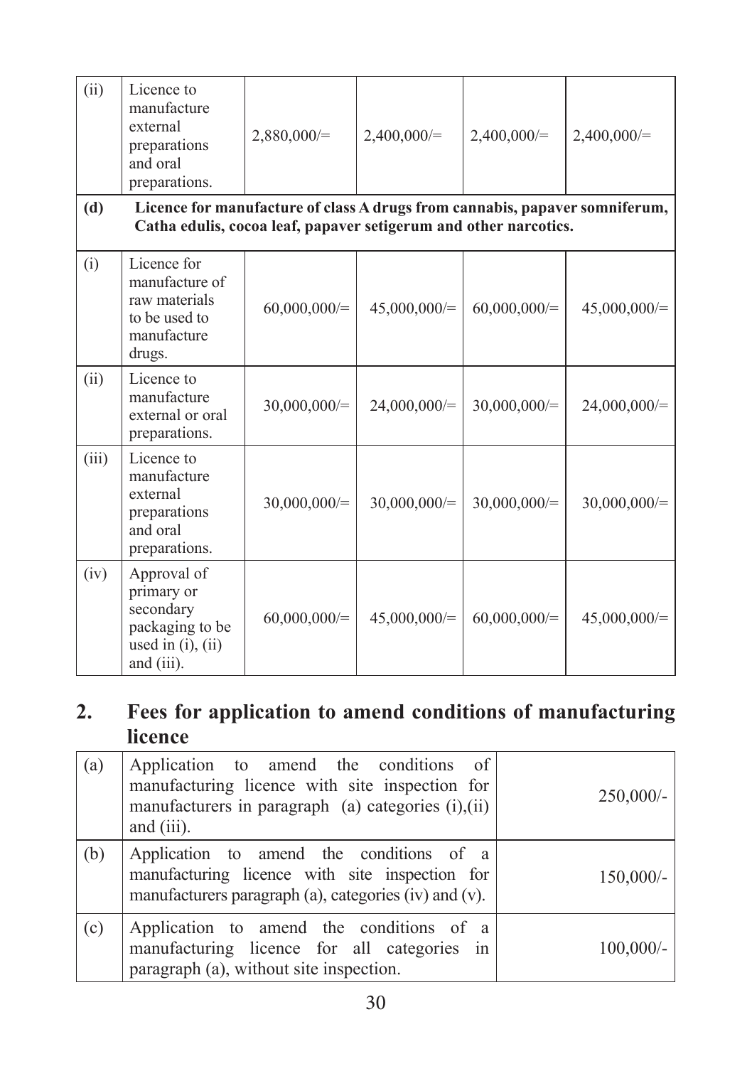| | | | | | |
|---|---|---|---|---|---|
| (ii) | Licence to manufacture external preparations and oral preparations. | 2,880,000/= | 2,400,000/= | 2,400,000/= | 2,400,000/= |
| **(d)** | **Licence for manufacture of class A drugs from cannabis, papaver somniferum, Catha edulis, cocoa leaf, papaver setigerum and other narcotics.** | | | | |
| (i) | Licence for manufacture of raw materials to be used to manufacture drugs. | 60,000,000/= | 45,000,000/= | 60,000,000/= | 45,000,000/= |
| (ii) | Licence to manufacture external or oral preparations. | 30,000,000/= | 24,000,000/= | 30,000,000/= | 24,000,000/= |
| (iii) | Licence to manufacture external preparations and oral preparations. | 30,000,000/= | 30,000,000/= | 30,000,000/= | 30,000,000/= |
| (iv) | Approval of primary or secondary packaging to be used in (i), (ii) and (iii). | 60,000,000/= | 45,000,000/= | 60,000,000/= | 45,000,000/= |

## 2. Fees for application to amend conditions of manufacturing licence

| | | |
|---|---|---|
| (a) | Application to amend the conditions of manufacturing licence with site inspection for manufacturers in paragraph (a) categories (i),(ii) and (iii). | 250,000/- |
| (b) | Application to amend the conditions of a manufacturing licence with site inspection for manufacturers paragraph (a), categories (iv) and (v). | 150,000/- |
| (c) | Application to amend the conditions of a manufacturing licence for all categories in paragraph (a), without site inspection. | 100,000/- |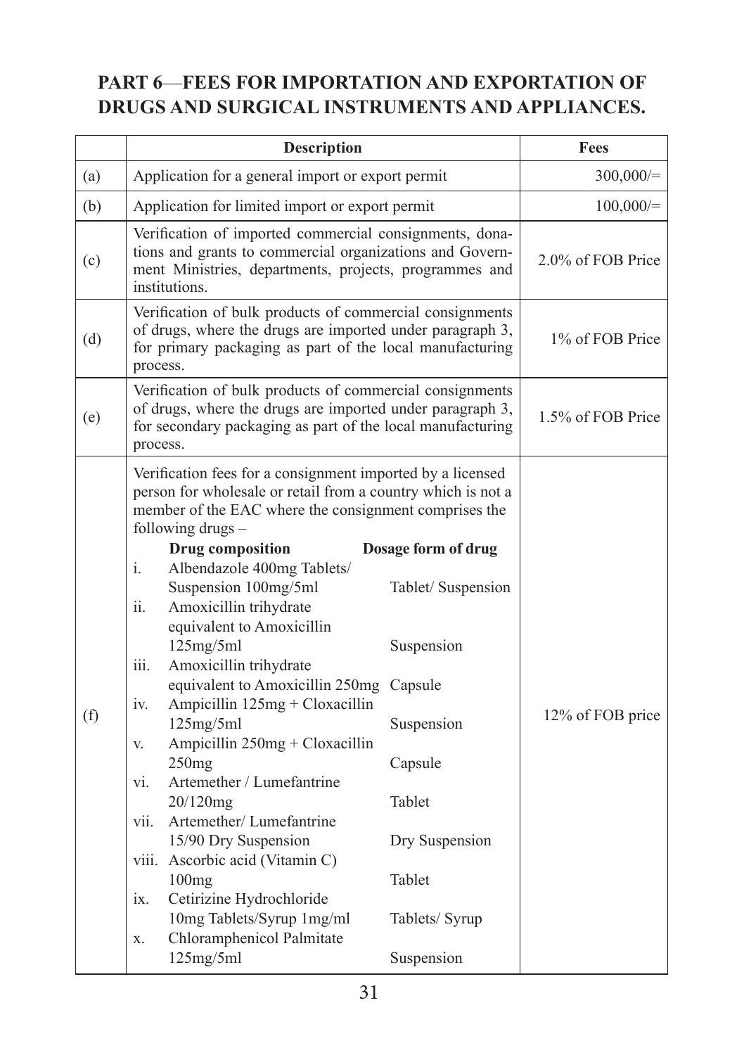## PART 6—FEES FOR IMPORTATION AND EXPORTATION OF DRUGS AND SURGICAL INSTRUMENTS AND APPLIANCES.

| | Description | Fees |
|---|---|---|
| (a) | Application for a general import or export permit | 300,000/= |
| (b) | Application for limited import or export permit | 100,000/= |
| (c) | Verification of imported commercial consignments, donations and grants to commercial organizations and Government Ministries, departments, projects, programmes and institutions. | 2.0% of FOB Price |
| (d) | Verification of bulk products of commercial consignments of drugs, where the drugs are imported under paragraph 3, for primary packaging as part of the local manufacturing process. | 1% of FOB Price |
| (e) | Verification of bulk products of commercial consignments of drugs, where the drugs are imported under paragraph 3, for secondary packaging as part of the local manufacturing process. | 1.5% of FOB Price |
| (f) | Verification fees for a consignment imported by a licensed person for wholesale or retail from a country which is not a member of the EAC where the consignment comprises the following drugs –<br><br>**Drug composition** — **Dosage form of drug**<br>i. Albendazole 400mg Tablets/ Suspension 100mg/5ml — Tablet/ Suspension<br>ii. Amoxicillin trihydrate equivalent to Amoxicillin 125mg/5ml — Suspension<br>iii. Amoxicillin trihydrate equivalent to Amoxicillin 250mg — Capsule<br>iv. Ampicillin 125mg + Cloxacillin 125mg/5ml — Suspension<br>v. Ampicillin 250mg + Cloxacillin 250mg — Capsule<br>vi. Artemether / Lumefantrine 20/120mg — Tablet<br>vii. Artemether/ Lumefantrine 15/90 Dry Suspension — Dry Suspension<br>viii. Ascorbic acid (Vitamin C) 100mg — Tablet<br>ix. Cetirizine Hydrochloride 10mg Tablets/Syrup 1mg/ml — Tablets/ Syrup<br>x. Chloramphenicol Palmitate 125mg/5ml — Suspension | 12% of FOB price |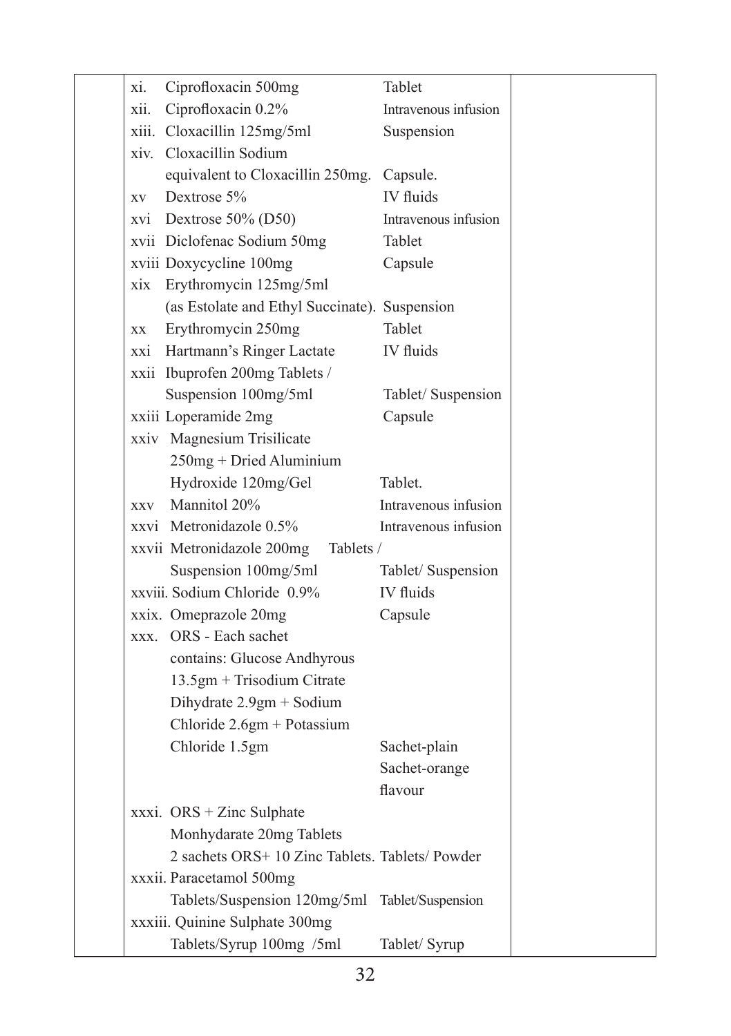| | | | |
|---|---|---|---|
| | xi. Ciprofloxacin 500mg | Tablet | |
| | xii. Ciprofloxacin 0.2% | Intravenous infusion | |
| | xiii. Cloxacillin 125mg/5ml | Suspension | |
| | xiv. Cloxacillin Sodium equivalent to Cloxacillin 250mg. | Capsule. | |
| | xv Dextrose 5% | IV fluids | |
| | xvi Dextrose 50% (D50) | Intravenous infusion | |
| | xvii Diclofenac Sodium 50mg | Tablet | |
| | xviii Doxycycline 100mg | Capsule | |
| | xix Erythromycin 125mg/5ml (as Estolate and Ethyl Succinate). | Suspension | |
| | xx Erythromycin 250mg | Tablet | |
| | xxi Hartmann's Ringer Lactate | IV fluids | |
| | xxii Ibuprofen 200mg Tablets / Suspension 100mg/5ml | Tablet/ Suspension | |
| | xxiii Loperamide 2mg | Capsule | |
| | xxiv Magnesium Trisilicate 250mg + Dried Aluminium Hydroxide 120mg/Gel | Tablet. | |
| | xxv Mannitol 20% | Intravenous infusion | |
| | xxvi Metronidazole 0.5% | Intravenous infusion | |
| | xxvii Metronidazole 200mg Tablets / Suspension 100mg/5ml | Tablet/ Suspension | |
| | xxviii. Sodium Chloride 0.9% | IV fluids | |
| | xxix. Omeprazole 20mg | Capsule | |
| | xxx. ORS - Each sachet contains: Glucose Andhyrous 13.5gm + Trisodium Citrate Dihydrate 2.9gm + Sodium Chloride 2.6gm + Potassium Chloride 1.5gm | Sachet-plain<br>Sachet-orange flavour | |
| | xxxi. ORS + Zinc Sulphate Monhydarate 20mg Tablets 2 sachets ORS+ 10 Zinc Tablets. | Tablets/ Powder | |
| | xxxii. Paracetamol 500mg Tablets/Suspension 120mg/5ml | Tablet/Suspension | |
| | xxxiii. Quinine Sulphate 300mg Tablets/Syrup 100mg /5ml | Tablet/ Syrup | |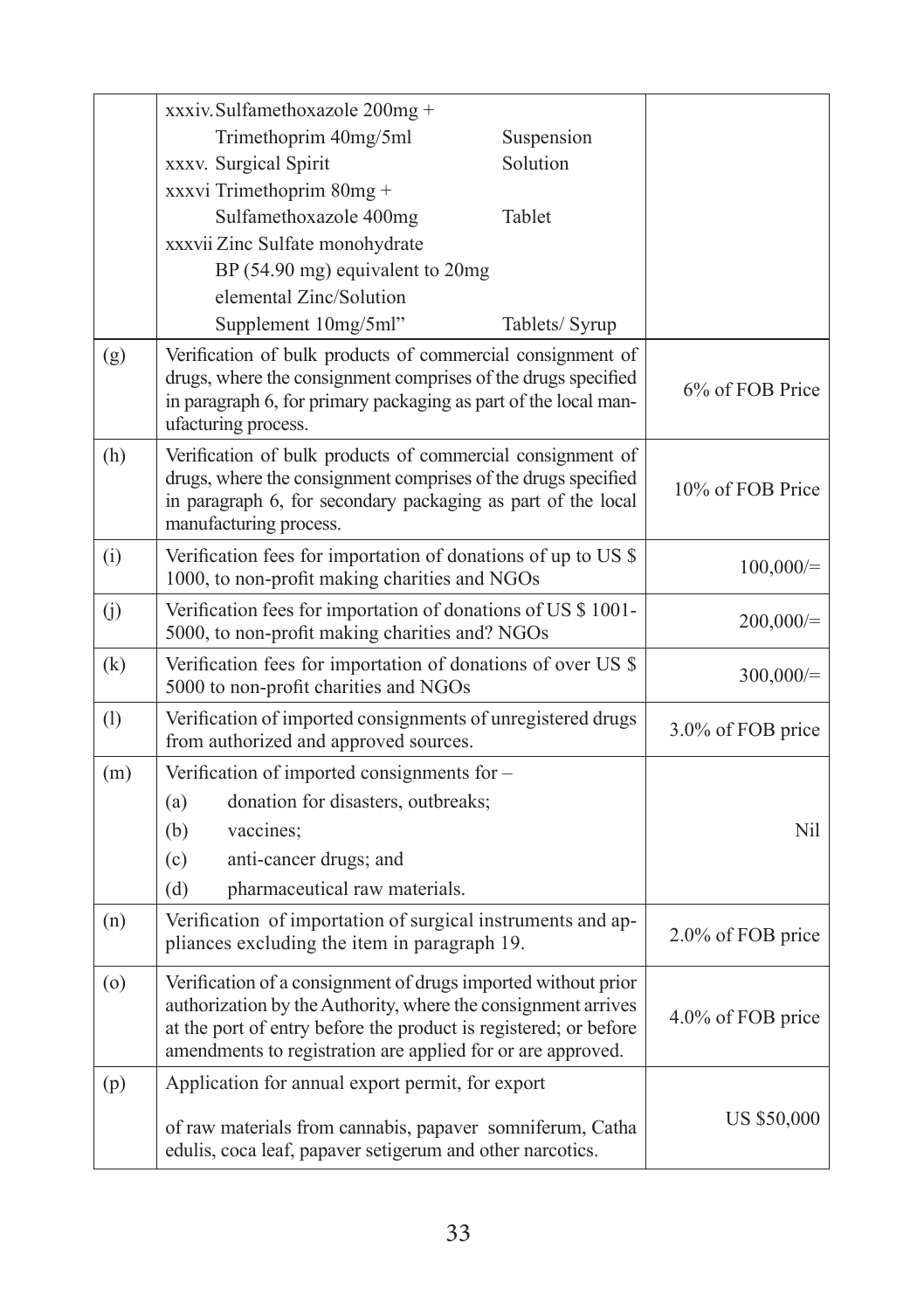| | | |
|---|---|---|
| | xxxiv. Sulfamethoxazole 200mg + Trimethoprim 40mg/5ml — Suspension<br>xxxv. Surgical Spirit — Solution<br>xxxvi Trimethoprim 80mg + Sulfamethoxazole 400mg — Tablet<br>xxxvii Zinc Sulfate monohydrate BP (54.90 mg) equivalent to 20mg elemental Zinc/Solution Supplement 10mg/5ml" — Tablets/ Syrup | |
| (g) | Verification of bulk products of commercial consignment of drugs, where the consignment comprises of the drugs specified in paragraph 6, for primary packaging as part of the local manufacturing process. | 6% of FOB Price |
| (h) | Verification of bulk products of commercial consignment of drugs, where the consignment comprises of the drugs specified in paragraph 6, for secondary packaging as part of the local manufacturing process. | 10% of FOB Price |
| (i) | Verification fees for importation of donations of up to US $ 1000, to non-profit making charities and NGOs | 100,000/= |
| (j) | Verification fees for importation of donations of US $ 1001-5000, to non-profit making charities and? NGOs | 200,000/= |
| (k) | Verification fees for importation of donations of over US $ 5000 to non-profit charities and NGOs | 300,000/= |
| (l) | Verification of imported consignments of unregistered drugs from authorized and approved sources. | 3.0% of FOB price |
| (m) | Verification of imported consignments for –<br>(a) donation for disasters, outbreaks;<br>(b) vaccines;<br>(c) anti-cancer drugs; and<br>(d) pharmaceutical raw materials. | Nil |
| (n) | Verification of importation of surgical instruments and appliances excluding the item in paragraph 19. | 2.0% of FOB price |
| (o) | Verification of a consignment of drugs imported without prior authorization by the Authority, where the consignment arrives at the port of entry before the product is registered; or before amendments to registration are applied for or are approved. | 4.0% of FOB price |
| (p) | Application for annual export permit, for export<br><br>of raw materials from cannabis, papaver somniferum, Catha edulis, coca leaf, papaver setigerum and other narcotics. | US $50,000 |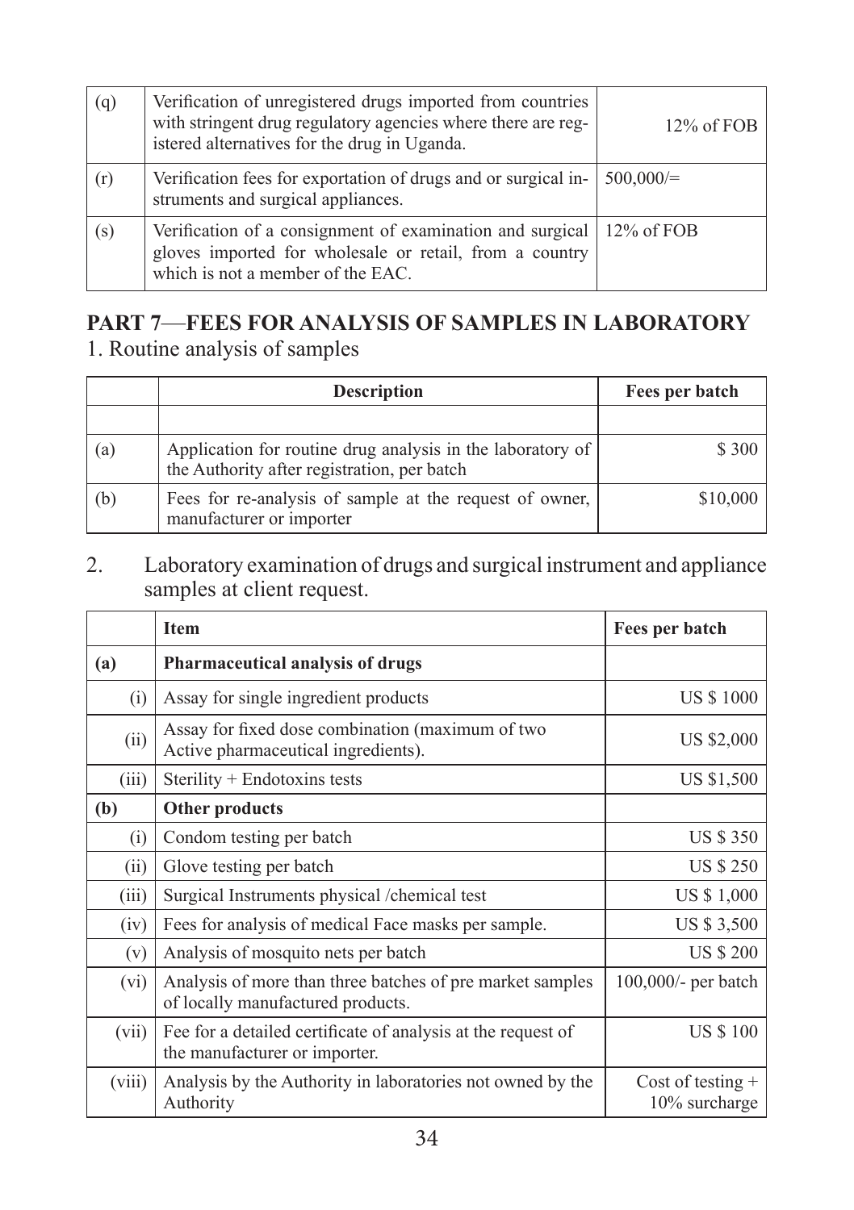| (q) | Verification of unregistered drugs imported from countries with stringent drug regulatory agencies where there are registered alternatives for the drug in Uganda. | 12% of FOB |
|---|---|---|
| (r) | Verification fees for exportation of drugs and or surgical instruments and surgical appliances. | 500,000/= |
| (s) | Verification of a consignment of examination and surgical gloves imported for wholesale or retail, from a country which is not a member of the EAC. | 12% of FOB |

## PART 7—FEES FOR ANALYSIS OF SAMPLES IN LABORATORY

1. Routine analysis of samples

| | Description | Fees per batch |
|---|---|---|
| | | |
| (a) | Application for routine drug analysis in the laboratory of the Authority after registration, per batch | $ 300 |
| (b) | Fees for re-analysis of sample at the request of owner, manufacturer or importer | $10,000 |

2. Laboratory examination of drugs and surgical instrument and appliance samples at client request.

| | Item | Fees per batch |
|---|---|---|
| **(a)** | **Pharmaceutical analysis of drugs** | |
| (i) | Assay for single ingredient products | US $ 1000 |
| (ii) | Assay for fixed dose combination (maximum of two Active pharmaceutical ingredients). | US $2,000 |
| (iii) | Sterility + Endotoxins tests | US $1,500 |
| **(b)** | **Other products** | |
| (i) | Condom testing per batch | US $ 350 |
| (ii) | Glove testing per batch | US $ 250 |
| (iii) | Surgical Instruments physical /chemical test | US $ 1,000 |
| (iv) | Fees for analysis of medical Face masks per sample. | US $ 3,500 |
| (v) | Analysis of mosquito nets per batch | US $ 200 |
| (vi) | Analysis of more than three batches of pre market samples of locally manufactured products. | 100,000/- per batch |
| (vii) | Fee for a detailed certificate of analysis at the request of the manufacturer or importer. | US $ 100 |
| (viii) | Analysis by the Authority in laboratories not owned by the Authority | Cost of testing + 10% surcharge |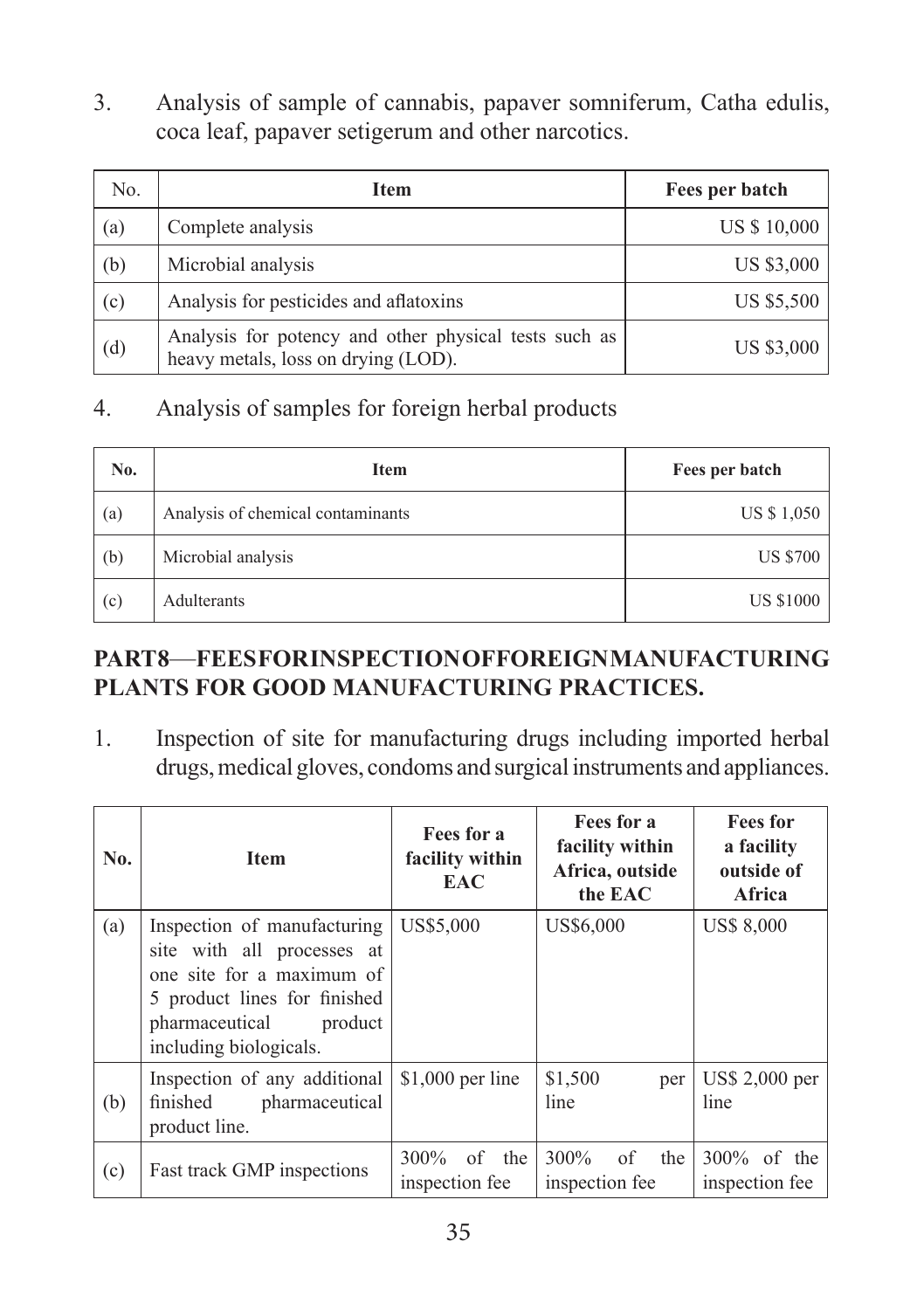3. Analysis of sample of cannabis, papaver somniferum, Catha edulis, coca leaf, papaver setigerum and other narcotics.

| No. | Item | Fees per batch |
|---|---|---|
| (a) | Complete analysis | US $ 10,000 |
| (b) | Microbial analysis | US $3,000 |
| (c) | Analysis for pesticides and aflatoxins | US $5,500 |
| (d) | Analysis for potency and other physical tests such as heavy metals, loss on drying (LOD). | US $3,000 |

4. Analysis of samples for foreign herbal products

| No. | Item | Fees per batch |
|---|---|---|
| (a) | Analysis of chemical contaminants | US $ 1,050 |
| (b) | Microbial analysis | US $700 |
| (c) | Adulterants | US $1000 |

## PART8—FEESFORINSPECTIONOFFOREIGNMANUFACTURING PLANTS FOR GOOD MANUFACTURING PRACTICES.

1. Inspection of site for manufacturing drugs including imported herbal drugs, medical gloves, condoms and surgical instruments and appliances.

| No. | Item | Fees for a facility within EAC | Fees for a facility within Africa, outside the EAC | Fees for a facility outside of Africa |
|---|---|---|---|---|
| (a) | Inspection of manufacturing site with all processes at one site for a maximum of 5 product lines for finished pharmaceutical product including biologicals. | US$5,000 | US$6,000 | US$ 8,000 |
| (b) | Inspection of any additional finished pharmaceutical product line. | $1,000 per line | $1,500 per line | US$ 2,000 per line |
| (c) | Fast track GMP inspections | 300% of the inspection fee | 300% of the inspection fee | 300% of the inspection fee |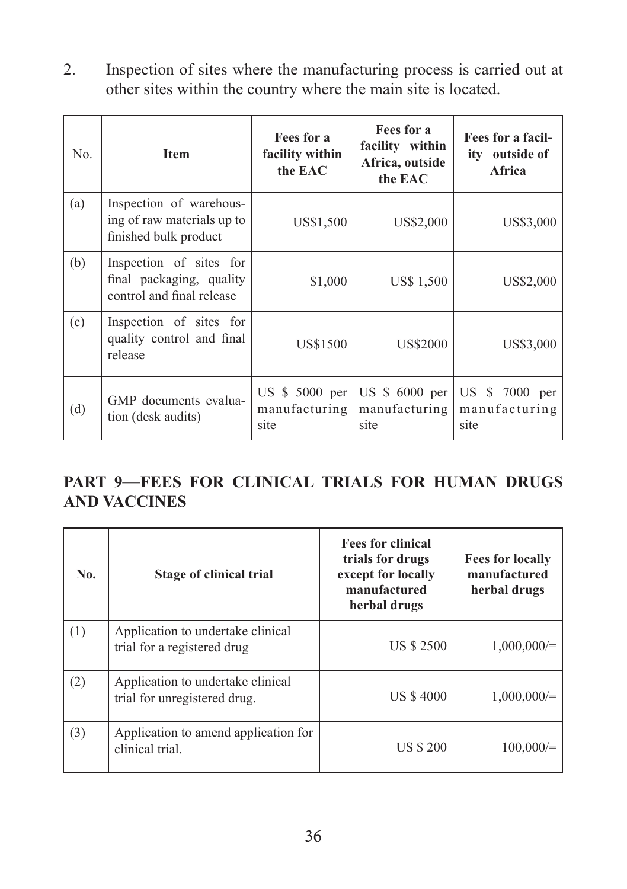2. Inspection of sites where the manufacturing process is carried out at other sites within the country where the main site is located.

| No. | Item | Fees for a facility within the EAC | Fees for a facility within Africa, outside the EAC | Fees for a facility outside of Africa |
|---|---|---|---|---|
| (a) | Inspection of warehousing of raw materials up to finished bulk product | US$1,500 | US$2,000 | US$3,000 |
| (b) | Inspection of sites for final packaging, quality control and final release | $1,000 | US$ 1,500 | US$2,000 |
| (c) | Inspection of sites for quality control and final release | US$1500 | US$2000 | US$3,000 |
| (d) | GMP documents evaluation (desk audits) | US $ 5000 per manufacturing site | US $ 6000 per manufacturing site | US $ 7000 per manufacturing site |

## PART 9—FEES FOR CLINICAL TRIALS FOR HUMAN DRUGS AND VACCINES

| No. | Stage of clinical trial | Fees for clinical trials for drugs except for locally manufactured herbal drugs | Fees for locally manufactured herbal drugs |
|---|---|---|---|
| (1) | Application to undertake clinical trial for a registered drug | US $ 2500 | 1,000,000/= |
| (2) | Application to undertake clinical trial for unregistered drug. | US $ 4000 | 1,000,000/= |
| (3) | Application to amend application for clinical trial. | US $ 200 | 100,000/= |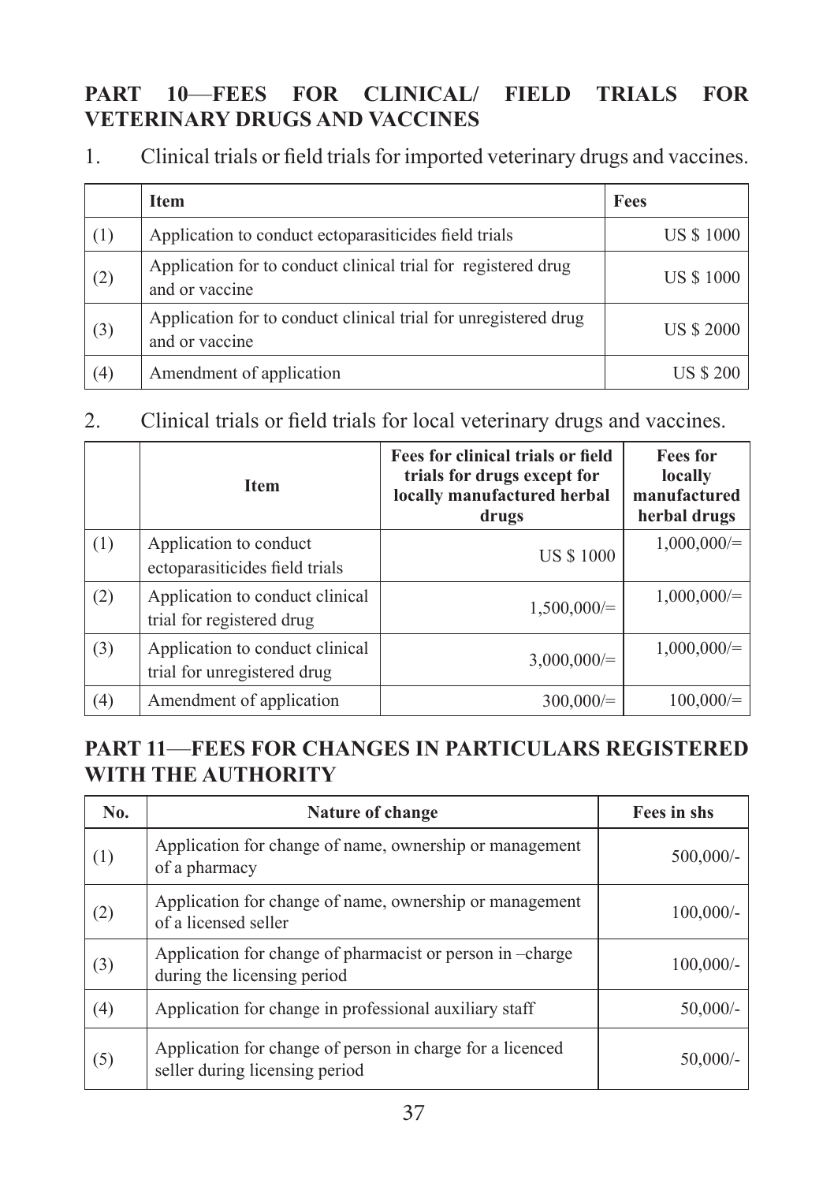## PART 10—FEES FOR CLINICAL/ FIELD TRIALS FOR VETERINARY DRUGS AND VACCINES

1. Clinical trials or field trials for imported veterinary drugs and vaccines.

| | Item | Fees |
|---|---|---|
| (1) | Application to conduct ectoparasiticides field trials | US $ 1000 |
| (2) | Application for to conduct clinical trial for registered drug and or vaccine | US $ 1000 |
| (3) | Application for to conduct clinical trial for unregistered drug and or vaccine | US $ 2000 |
| (4) | Amendment of application | US $ 200 |

2. Clinical trials or field trials for local veterinary drugs and vaccines.

| | Item | Fees for clinical trials or field trials for drugs except for locally manufactured herbal drugs | Fees for locally manufactured herbal drugs |
|---|---|---|---|
| (1) | Application to conduct ectoparasiticides field trials | US $ 1000 | 1,000,000/= |
| (2) | Application to conduct clinical trial for registered drug | 1,500,000/= | 1,000,000/= |
| (3) | Application to conduct clinical trial for unregistered drug | 3,000,000/= | 1,000,000/= |
| (4) | Amendment of application | 300,000/= | 100,000/= |

## PART 11—FEES FOR CHANGES IN PARTICULARS REGISTERED WITH THE AUTHORITY

| No. | Nature of change | Fees in shs |
|---|---|---|
| (1) | Application for change of name, ownership or management of a pharmacy | 500,000/- |
| (2) | Application for change of name, ownership or management of a licensed seller | 100,000/- |
| (3) | Application for change of pharmacist or person in –charge during the licensing period | 100,000/- |
| (4) | Application for change in professional auxiliary staff | 50,000/- |
| (5) | Application for change of person in charge for a licenced seller during licensing period | 50,000/- |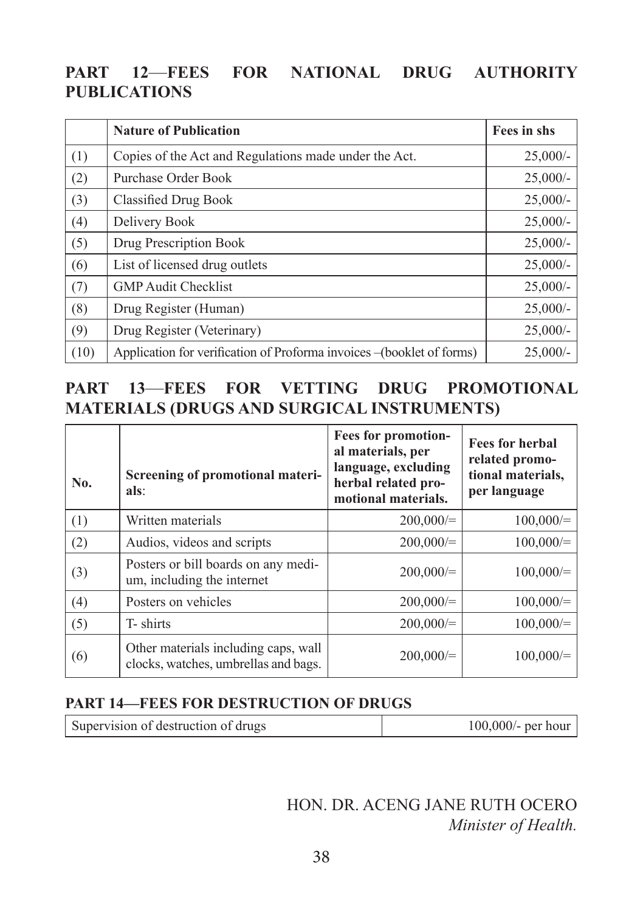## PART 12—FEES FOR NATIONAL DRUG AUTHORITY PUBLICATIONS

| | Nature of Publication | Fees in shs |
|---|---|---|
| (1) | Copies of the Act and Regulations made under the Act. | 25,000/- |
| (2) | Purchase Order Book | 25,000/- |
| (3) | Classified Drug Book | 25,000/- |
| (4) | Delivery Book | 25,000/- |
| (5) | Drug Prescription Book | 25,000/- |
| (6) | List of licensed drug outlets | 25,000/- |
| (7) | GMP Audit Checklist | 25,000/- |
| (8) | Drug Register (Human) | 25,000/- |
| (9) | Drug Register (Veterinary) | 25,000/- |
| (10) | Application for verification of Proforma invoices –(booklet of forms) | 25,000/- |

## PART 13—FEES FOR VETTING DRUG PROMOTIONAL MATERIALS (DRUGS AND SURGICAL INSTRUMENTS)

| No. | Screening of promotional materials: | Fees for promotional materials, per language, excluding herbal related promotional materials. | Fees for herbal related promotional materials, per language |
|---|---|---|---|
| (1) | Written materials | 200,000/= | 100,000/= |
| (2) | Audios, videos and scripts | 200,000/= | 100,000/= |
| (3) | Posters or bill boards on any medium, including the internet | 200,000/= | 100,000/= |
| (4) | Posters on vehicles | 200,000/= | 100,000/= |
| (5) | T- shirts | 200,000/= | 100,000/= |
| (6) | Other materials including caps, wall clocks, watches, umbrellas and bags. | 200,000/= | 100,000/= |

## PART 14—FEES FOR DESTRUCTION OF DRUGS

| | |
|---|---|
| Supervision of destruction of drugs | 100,000/- per hour |

HON. DR. ACENG JANE RUTH OCERO
*Minister of Health.*